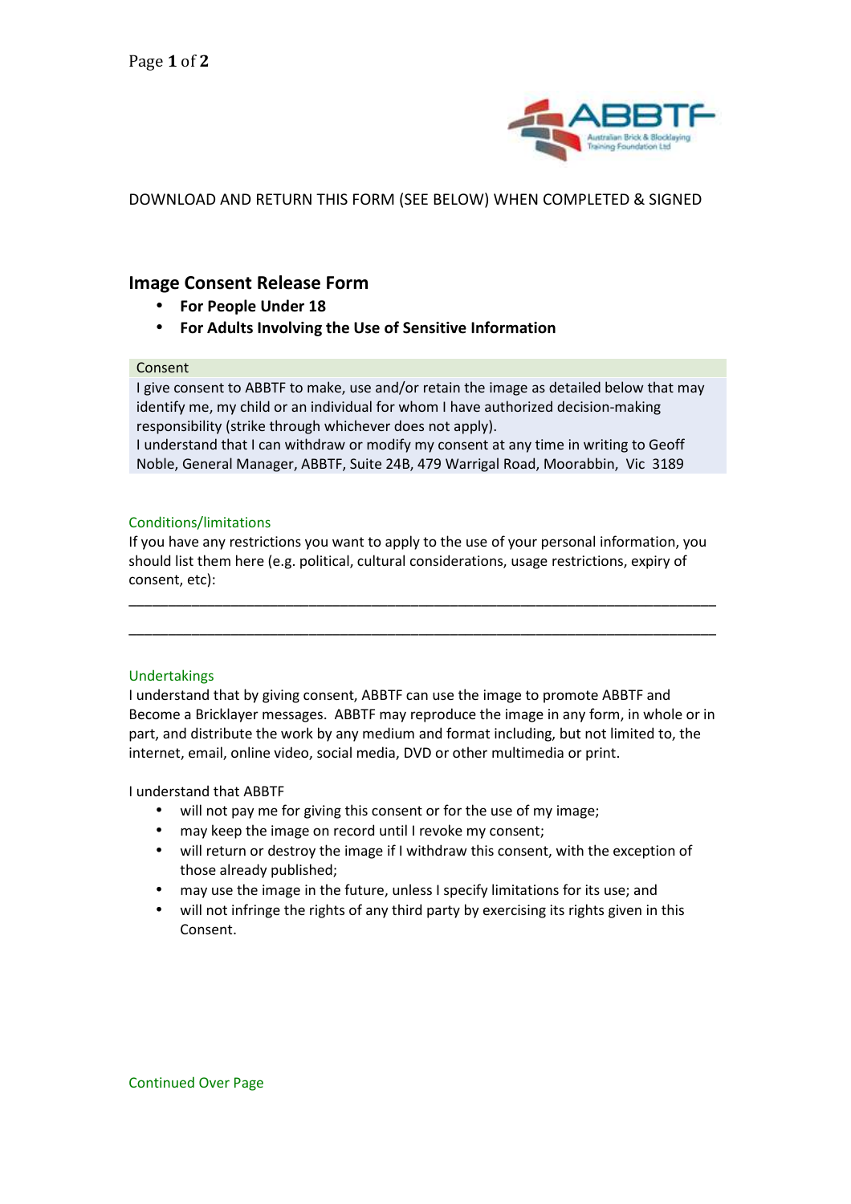DOWNLOAD AND RETURN THIS FORM (SEE BELOW) WHEN COMPLETED & SIGNED

## Image Consent Release Form

- **For People Under 18**
- **For Adults Involving the Use of Sensitive Information**

### Consent

I give consent to ABBTF to make, use and/or retain the image as detailed below that may identify me, my child or an individual for whom I have authorized decision-making responsibility (strike through whichever does not apply).
I understand that I can withdraw or modify my consent at any time in writing to Geoff Noble, General Manager, ABBTF, Suite 24B, 479 Warrigal Road, Moorabbin, Vic 3189

### Conditions/limitations

If you have any restrictions you want to apply to the use of your personal information, you should list them here (e.g. political, cultural considerations, usage restrictions, expiry of consent, etc):

___________________________________________________________________________

___________________________________________________________________________

### Undertakings

I understand that by giving consent, ABBTF can use the image to promote ABBTF and Become a Bricklayer messages. ABBTF may reproduce the image in any form, in whole or in part, and distribute the work by any medium and format including, but not limited to, the internet, email, online video, social media, DVD or other multimedia or print.

I understand that ABBTF

- will not pay me for giving this consent or for the use of my image;
- may keep the image on record until I revoke my consent;
- will return or destroy the image if I withdraw this consent, with the exception of those already published;
- may use the image in the future, unless I specify limitations for its use; and
- will not infringe the rights of any third party by exercising its rights given in this Consent.

Continued Over Page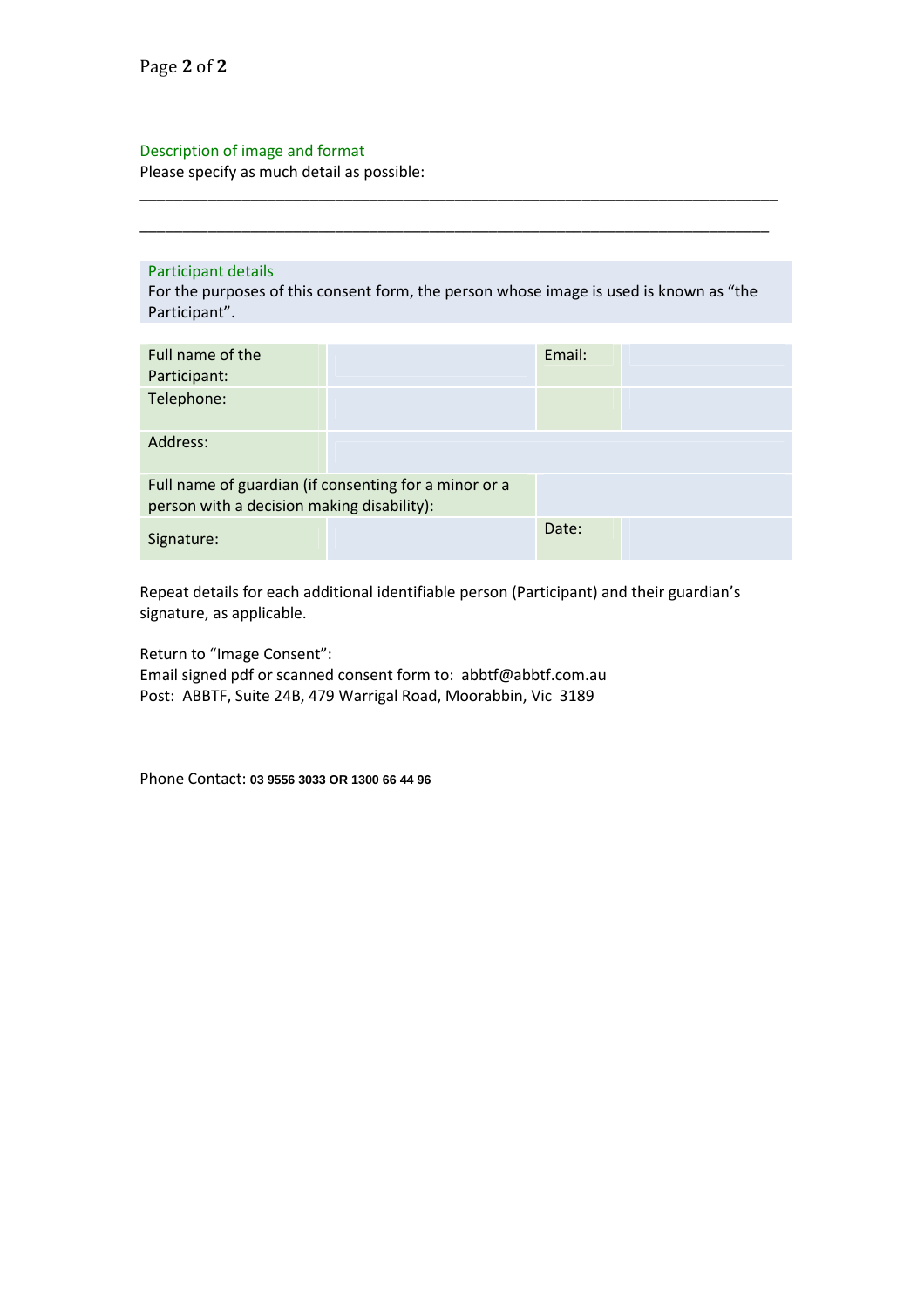### Description of image and format

Please specify as much detail as possible:

\_\_\_\_\_\_\_\_\_\_\_\_\_\_\_\_\_\_\_\_\_\_\_\_\_\_\_\_\_\_\_\_\_\_\_\_\_\_\_\_\_\_\_\_\_\_\_\_\_\_\_\_\_\_\_\_\_\_\_\_\_\_\_\_\_\_\_\_\_\_\_\_\_\_\_\_\_\_\_\_\_\_\_\_

\_\_\_\_\_\_\_\_\_\_\_\_\_\_\_\_\_\_\_\_\_\_\_\_\_\_\_\_\_\_\_\_\_\_\_\_\_\_\_\_\_\_\_\_\_\_\_\_\_\_\_\_\_\_\_\_\_\_\_\_\_\_\_\_\_\_\_\_\_\_\_\_\_\_\_\_\_\_\_\_\_\_\_\_

### Participant details

For the purposes of this consent form, the person whose image is used is known as "the Participant".

| | | | |
|---|---|---|---|
| Full name of the Participant: | | Email: | |
| Telephone: | | | |
| Address: | | | |
| Full name of guardian (if consenting for a minor or a person with a decision making disability): | | | |
| Signature: | | Date: | |

Repeat details for each additional identifiable person (Participant) and their guardian's signature, as applicable.

Return to "Image Consent":
Email signed pdf or scanned consent form to: abbtf@abbtf.com.au
Post: ABBTF, Suite 24B, 479 Warrigal Road, Moorabbin, Vic 3189

Phone Contact: **03 9556 3033 OR 1300 66 44 96**